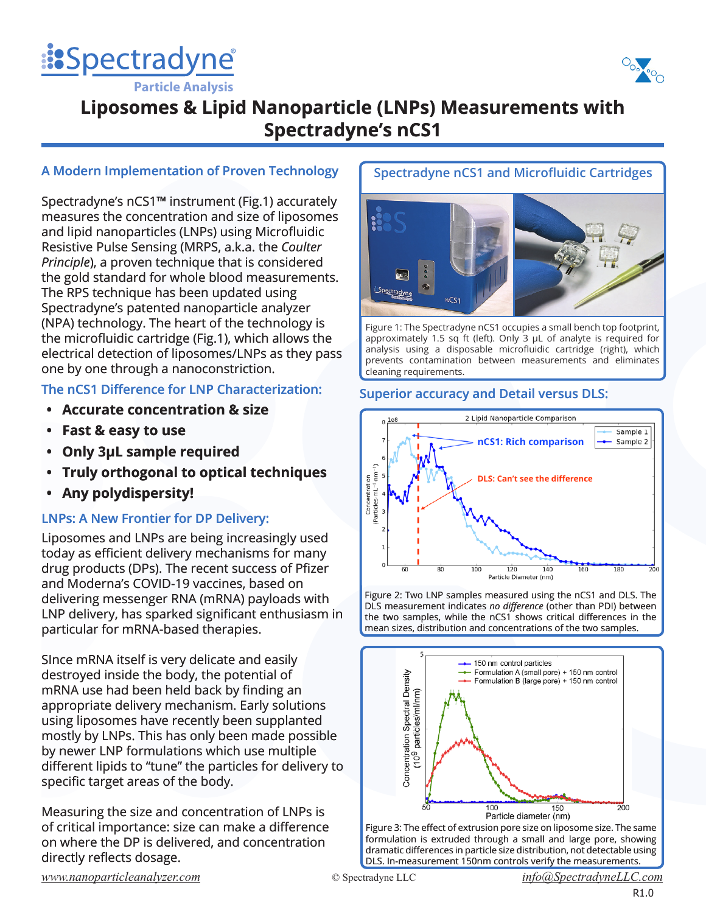# Liposomes & Lipid Nanoparticle (LNPs) Measurements with Spectradyne's nCS1

## A Modern Implementation of Proven Technology

Spectradyne's nCS1™ instrument (Fig.1) accurately measures the concentration and size of liposomes and lipid nanoparticles (LNPs) using Microfluidic Resistive Pulse Sensing (MRPS, a.k.a. the *Coulter Principle*), a proven technique that is considered the gold standard for whole blood measurements. The RPS technique has been updated using Spectradyne's patented nanoparticle analyzer (NPA) technology. The heart of the technology is the microfluidic cartridge (Fig.1), which allows the electrical detection of liposomes/LNPs as they pass one by one through a nanoconstriction.

## The nCS1 Difference for LNP Characterization:

- **Accurate concentration & size**
- **Fast & easy to use**
- **Only 3µL sample required**
- **Truly orthogonal to optical techniques**
- **Any polydispersity!**

## LNPs: A New Frontier for DP Delivery:

Liposomes and LNPs are being increasingly used today as efficient delivery mechanisms for many drug products (DPs). The recent success of Pfizer and Moderna's COVID-19 vaccines, based on delivering messenger RNA (mRNA) payloads with LNP delivery, has sparked significant enthusiasm in particular for mRNA-based therapies.

SInce mRNA itself is very delicate and easily destroyed inside the body, the potential of mRNA use had been held back by finding an appropriate delivery mechanism. Early solutions using liposomes have recently been supplanted mostly by LNPs. This has only been made possible by newer LNP formulations which use multiple different lipids to "tune" the particles for delivery to specific target areas of the body.

Measuring the size and concentration of LNPs is of critical importance: size can make a difference on where the DP is delivered, and concentration directly reflects dosage.

## Spectradyne nCS1 and Microfluidic Cartridges

Figure 1: The Spectradyne nCS1 occupies a small bench top footprint, approximately 1.5 sq ft (left). Only 3 µL of analyte is required for analysis using a disposable microfluidic cartridge (right), which prevents contamination between measurements and eliminates cleaning requirements.

## Superior accuracy and Detail versus DLS:

Figure 2: Two LNP samples measured using the nCS1 and DLS. The DLS measurement indicates *no difference* (other than PDI) between the two samples, while the nCS1 shows critical differences in the mean sizes, distribution and concentrations of the two samples.

Figure 3: The effect of extrusion pore size on liposome size. The same formulation is extruded through a small and large pore, showing dramatic differences in particle size distribution, not detectable using DLS. In-measurement 150nm controls verify the measurements.

www.nanoparticleanalyzer.com © Spectradyne LLC info@SpectradyneLLC.com

R1.0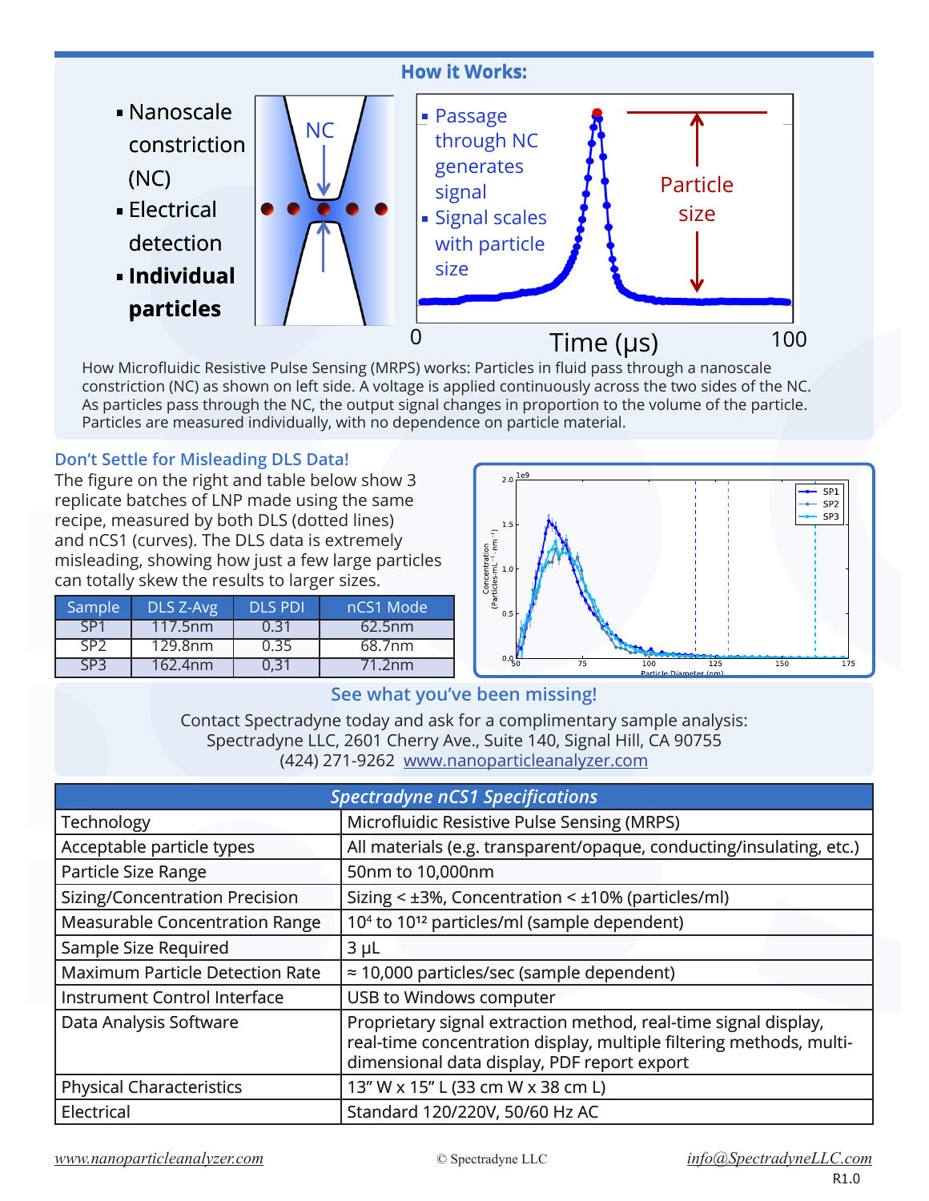## How it Works:

- Nanoscale constriction (NC)
- Electrical detection
- **Individual particles**

NC

- Passage through NC generates signal
- Signal scales with particle size

Particle size

0

Time (μs)

100

How Microfluidic Resistive Pulse Sensing (MRPS) works: Particles in fluid pass through a nanoscale constriction (NC) as shown on left side. A voltage is applied continuously across the two sides of the NC. As particles pass through the NC, the output signal changes in proportion to the volume of the particle. Particles are measured individually, with no dependence on particle material.

### Don't Settle for Misleading DLS Data!

The figure on the right and table below show 3 replicate batches of LNP made using the same recipe, measured by both DLS (dotted lines) and nCS1 (curves). The DLS data is extremely misleading, showing how just a few large particles can totally skew the results to larger sizes.

| Sample | DLS Z-Avg | DLS PDI | nCS1 Mode |
|---|---|---|---|
| SP1 | 117.5nm | 0.31 | 62.5nm |
| SP2 | 129.8nm | 0.35 | 68.7nm |
| SP3 | 162.4nm | 0,31 | 71.2nm |

2.0 1e9
1.5
1.0
0.5
0.0
Concentration (Particles·mL⁻¹·nm⁻¹)
50
75
100
125
150
175
Particle Diameter (nm)
SP1
SP2
SP3

### See what you've been missing!

Contact Spectradyne today and ask for a complimentary sample analysis:
Spectradyne LLC, 2601 Cherry Ave., Suite 140, Signal Hill, CA 90755
(424) 271-9262 [www.nanoparticleanalyzer.com](http://www.nanoparticleanalyzer.com)

| *Spectradyne nCS1 Specifications* | |
|---|---|
| Technology | Microfluidic Resistive Pulse Sensing (MRPS) |
| Acceptable particle types | All materials (e.g. transparent/opaque, conducting/insulating, etc.) |
| Particle Size Range | 50nm to 10,000nm |
| Sizing/Concentration Precision | Sizing < ±3%, Concentration < ±10% (particles/ml) |
| Measurable Concentration Range | $10^4$ to $10^{12}$ particles/ml (sample dependent) |
| Sample Size Required | 3 μL |
| Maximum Particle Detection Rate | ≈ 10,000 particles/sec (sample dependent) |
| Instrument Control Interface | USB to Windows computer |
| Data Analysis Software | Proprietary signal extraction method, real-time signal display, real-time concentration display, multiple filtering methods, multi-dimensional data display, PDF report export |
| Physical Characteristics | 13" W x 15" L (33 cm W x 38 cm L) |
| Electrical | Standard 120/220V, 50/60 Hz AC |

*www.nanoparticleanalyzer.com* © Spectradyne LLC *info@SpectradyneLLC.com*

R1.0